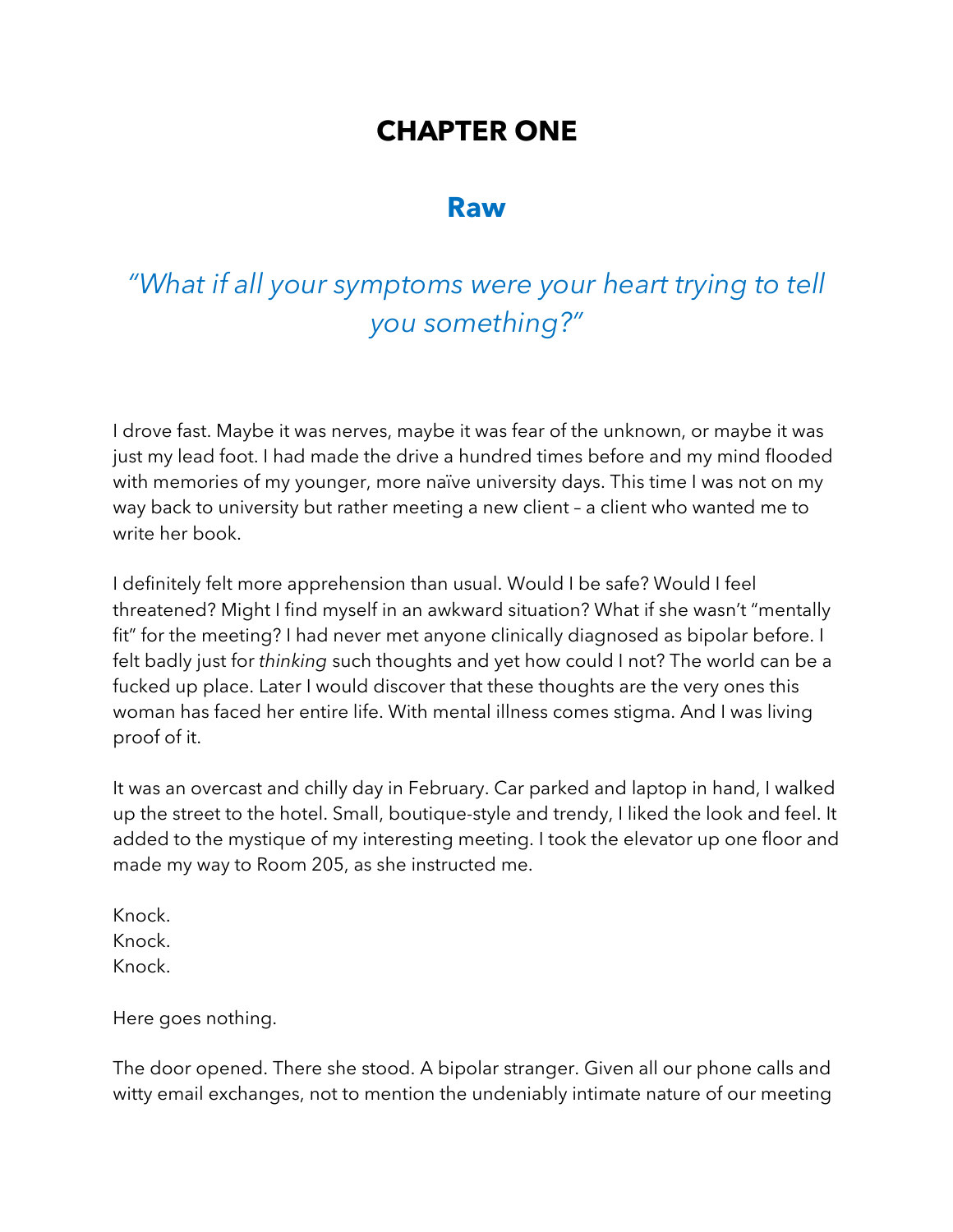# CHAPTER ONE

## Raw

*"What if all your symptoms were your heart trying to tell you something?"*

I drove fast. Maybe it was nerves, maybe it was fear of the unknown, or maybe it was just my lead foot. I had made the drive a hundred times before and my mind flooded with memories of my younger, more naïve university days. This time I was not on my way back to university but rather meeting a new client – a client who wanted me to write her book.

I definitely felt more apprehension than usual. Would I be safe? Would I feel threatened? Might I find myself in an awkward situation? What if she wasn't "mentally fit" for the meeting? I had never met anyone clinically diagnosed as bipolar before. I felt badly just for *thinking* such thoughts and yet how could I not? The world can be a fucked up place. Later I would discover that these thoughts are the very ones this woman has faced her entire life. With mental illness comes stigma. And I was living proof of it.

It was an overcast and chilly day in February. Car parked and laptop in hand, I walked up the street to the hotel. Small, boutique-style and trendy, I liked the look and feel. It added to the mystique of my interesting meeting. I took the elevator up one floor and made my way to Room 205, as she instructed me.

Knock.
Knock.
Knock.

Here goes nothing.

The door opened. There she stood. A bipolar stranger. Given all our phone calls and witty email exchanges, not to mention the undeniably intimate nature of our meeting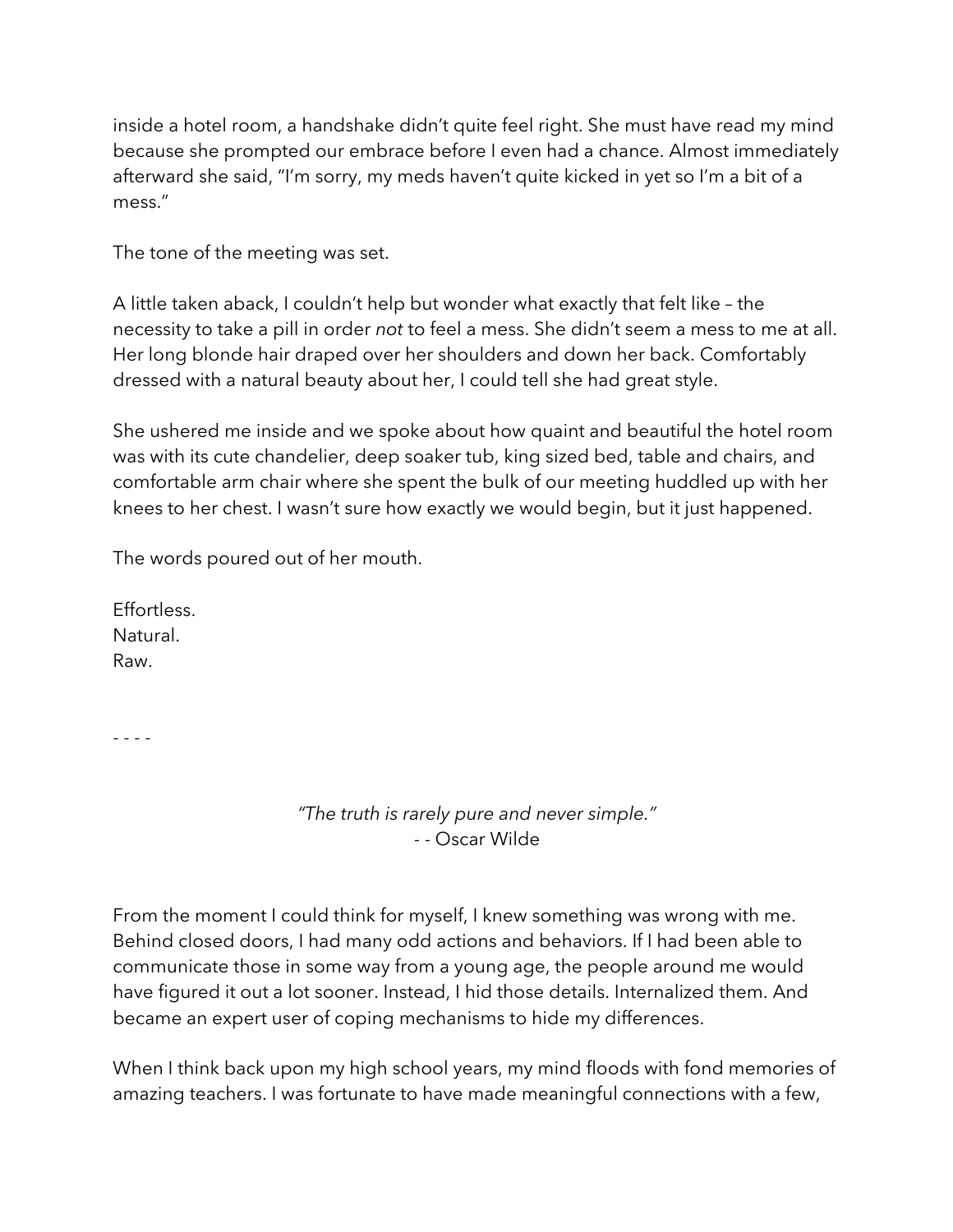inside a hotel room, a handshake didn't quite feel right. She must have read my mind because she prompted our embrace before I even had a chance. Almost immediately afterward she said, "I'm sorry, my meds haven't quite kicked in yet so I'm a bit of a mess."

The tone of the meeting was set.

A little taken aback, I couldn't help but wonder what exactly that felt like – the necessity to take a pill in order *not* to feel a mess. She didn't seem a mess to me at all. Her long blonde hair draped over her shoulders and down her back. Comfortably dressed with a natural beauty about her, I could tell she had great style.

She ushered me inside and we spoke about how quaint and beautiful the hotel room was with its cute chandelier, deep soaker tub, king sized bed, table and chairs, and comfortable arm chair where she spent the bulk of our meeting huddled up with her knees to her chest. I wasn't sure how exactly we would begin, but it just happened.

The words poured out of her mouth.

Effortless.
Natural.
Raw.

- - - -

*"The truth is rarely pure and never simple."*
- - Oscar Wilde

From the moment I could think for myself, I knew something was wrong with me. Behind closed doors, I had many odd actions and behaviors. If I had been able to communicate those in some way from a young age, the people around me would have figured it out a lot sooner. Instead, I hid those details. Internalized them. And became an expert user of coping mechanisms to hide my differences.

When I think back upon my high school years, my mind floods with fond memories of amazing teachers. I was fortunate to have made meaningful connections with a few,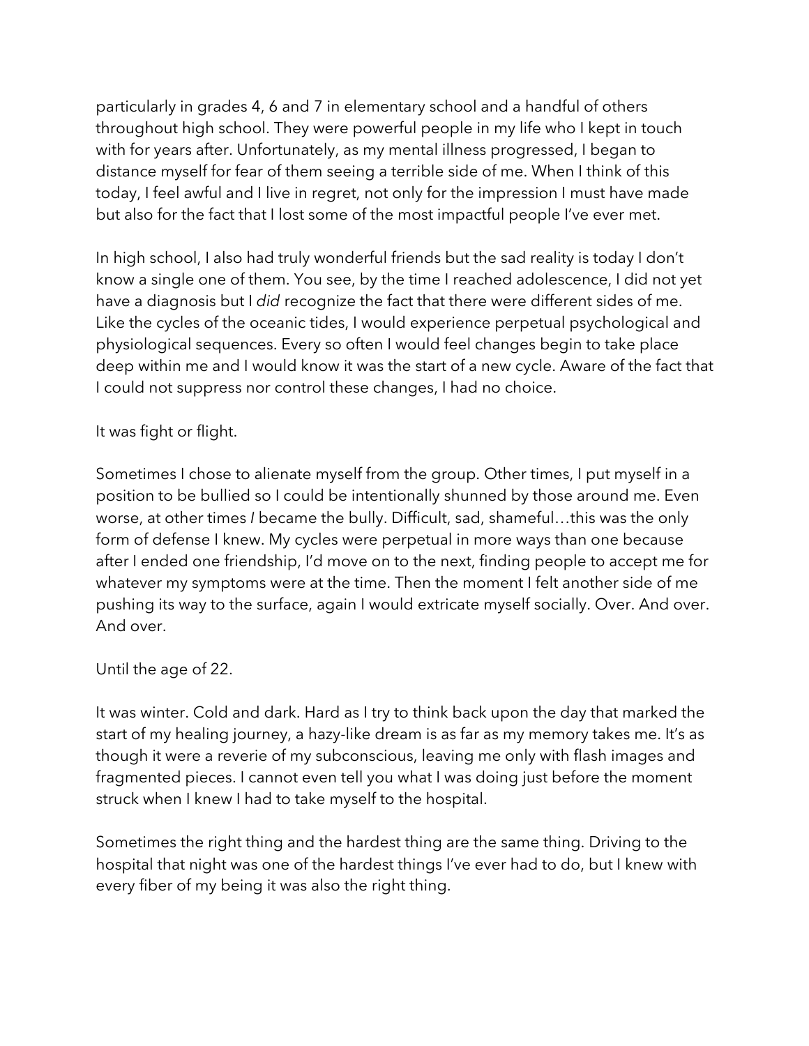particularly in grades 4, 6 and 7 in elementary school and a handful of others throughout high school. They were powerful people in my life who I kept in touch with for years after. Unfortunately, as my mental illness progressed, I began to distance myself for fear of them seeing a terrible side of me. When I think of this today, I feel awful and I live in regret, not only for the impression I must have made but also for the fact that I lost some of the most impactful people I've ever met.

In high school, I also had truly wonderful friends but the sad reality is today I don't know a single one of them. You see, by the time I reached adolescence, I did not yet have a diagnosis but I *did* recognize the fact that there were different sides of me. Like the cycles of the oceanic tides, I would experience perpetual psychological and physiological sequences. Every so often I would feel changes begin to take place deep within me and I would know it was the start of a new cycle. Aware of the fact that I could not suppress nor control these changes, I had no choice.

It was fight or flight.

Sometimes I chose to alienate myself from the group. Other times, I put myself in a position to be bullied so I could be intentionally shunned by those around me. Even worse, at other times *I* became the bully. Difficult, sad, shameful…this was the only form of defense I knew. My cycles were perpetual in more ways than one because after I ended one friendship, I'd move on to the next, finding people to accept me for whatever my symptoms were at the time. Then the moment I felt another side of me pushing its way to the surface, again I would extricate myself socially. Over. And over. And over.

Until the age of 22.

It was winter. Cold and dark. Hard as I try to think back upon the day that marked the start of my healing journey, a hazy-like dream is as far as my memory takes me. It's as though it were a reverie of my subconscious, leaving me only with flash images and fragmented pieces. I cannot even tell you what I was doing just before the moment struck when I knew I had to take myself to the hospital.

Sometimes the right thing and the hardest thing are the same thing. Driving to the hospital that night was one of the hardest things I've ever had to do, but I knew with every fiber of my being it was also the right thing.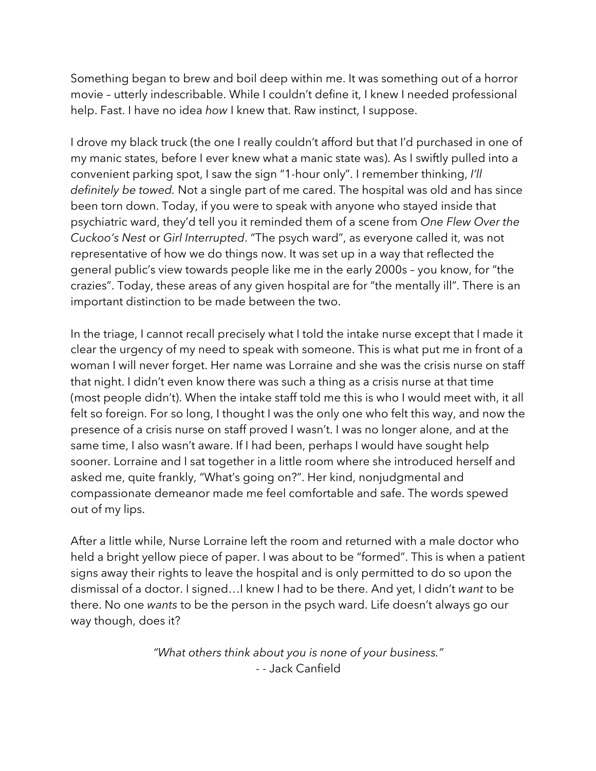Something began to brew and boil deep within me. It was something out of a horror movie – utterly indescribable. While I couldn't define it, I knew I needed professional help. Fast. I have no idea *how* I knew that. Raw instinct, I suppose.

I drove my black truck (the one I really couldn't afford but that I'd purchased in one of my manic states, before I ever knew what a manic state was). As I swiftly pulled into a convenient parking spot, I saw the sign "1-hour only". I remember thinking, *I'll definitely be towed.* Not a single part of me cared. The hospital was old and has since been torn down. Today, if you were to speak with anyone who stayed inside that psychiatric ward, they'd tell you it reminded them of a scene from *One Flew Over the Cuckoo's Nest* or *Girl Interrupted*. "The psych ward", as everyone called it, was not representative of how we do things now. It was set up in a way that reflected the general public's view towards people like me in the early 2000s – you know, for "the crazies". Today, these areas of any given hospital are for "the mentally ill". There is an important distinction to be made between the two.

In the triage, I cannot recall precisely what I told the intake nurse except that I made it clear the urgency of my need to speak with someone. This is what put me in front of a woman I will never forget. Her name was Lorraine and she was the crisis nurse on staff that night. I didn't even know there was such a thing as a crisis nurse at that time (most people didn't). When the intake staff told me this is who I would meet with, it all felt so foreign. For so long, I thought I was the only one who felt this way, and now the presence of a crisis nurse on staff proved I wasn't. I was no longer alone, and at the same time, I also wasn't aware. If I had been, perhaps I would have sought help sooner. Lorraine and I sat together in a little room where she introduced herself and asked me, quite frankly, "What's going on?". Her kind, nonjudgmental and compassionate demeanor made me feel comfortable and safe. The words spewed out of my lips.

After a little while, Nurse Lorraine left the room and returned with a male doctor who held a bright yellow piece of paper. I was about to be "formed". This is when a patient signs away their rights to leave the hospital and is only permitted to do so upon the dismissal of a doctor. I signed…I knew I had to be there. And yet, I didn't *want* to be there. No one *wants* to be the person in the psych ward. Life doesn't always go our way though, does it?

*"What others think about you is none of your business."*
- - Jack Canfield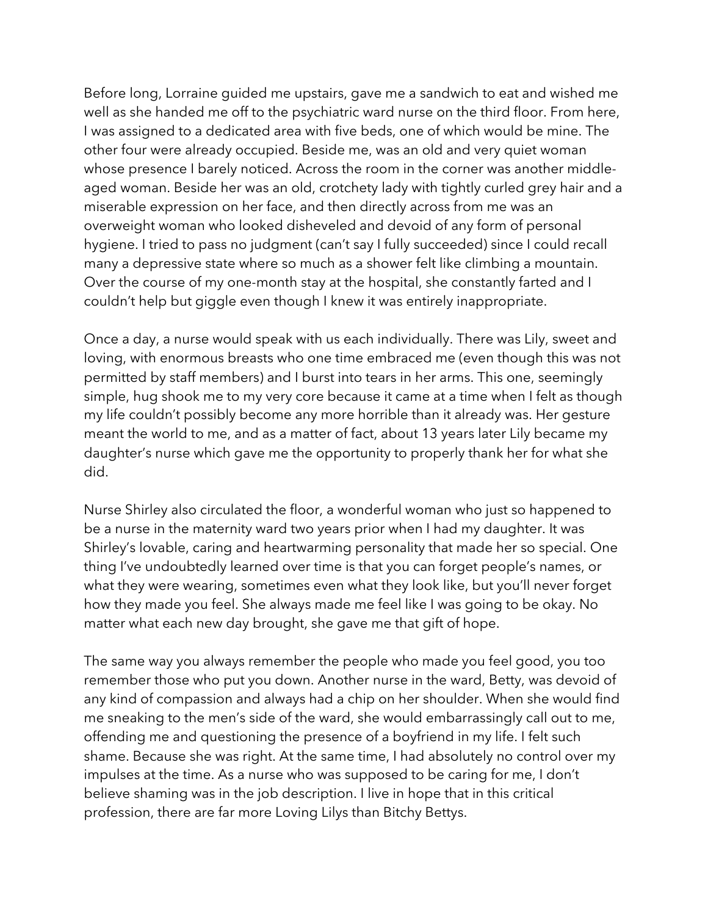Before long, Lorraine guided me upstairs, gave me a sandwich to eat and wished me well as she handed me off to the psychiatric ward nurse on the third floor. From here, I was assigned to a dedicated area with five beds, one of which would be mine. The other four were already occupied. Beside me, was an old and very quiet woman whose presence I barely noticed. Across the room in the corner was another middle-aged woman. Beside her was an old, crotchety lady with tightly curled grey hair and a miserable expression on her face, and then directly across from me was an overweight woman who looked disheveled and devoid of any form of personal hygiene. I tried to pass no judgment (can't say I fully succeeded) since I could recall many a depressive state where so much as a shower felt like climbing a mountain. Over the course of my one-month stay at the hospital, she constantly farted and I couldn't help but giggle even though I knew it was entirely inappropriate.

Once a day, a nurse would speak with us each individually. There was Lily, sweet and loving, with enormous breasts who one time embraced me (even though this was not permitted by staff members) and I burst into tears in her arms. This one, seemingly simple, hug shook me to my very core because it came at a time when I felt as though my life couldn't possibly become any more horrible than it already was. Her gesture meant the world to me, and as a matter of fact, about 13 years later Lily became my daughter's nurse which gave me the opportunity to properly thank her for what she did.

Nurse Shirley also circulated the floor, a wonderful woman who just so happened to be a nurse in the maternity ward two years prior when I had my daughter. It was Shirley's lovable, caring and heartwarming personality that made her so special. One thing I've undoubtedly learned over time is that you can forget people's names, or what they were wearing, sometimes even what they look like, but you'll never forget how they made you feel. She always made me feel like I was going to be okay. No matter what each new day brought, she gave me that gift of hope.

The same way you always remember the people who made you feel good, you too remember those who put you down. Another nurse in the ward, Betty, was devoid of any kind of compassion and always had a chip on her shoulder. When she would find me sneaking to the men's side of the ward, she would embarrassingly call out to me, offending me and questioning the presence of a boyfriend in my life. I felt such shame. Because she was right. At the same time, I had absolutely no control over my impulses at the time. As a nurse who was supposed to be caring for me, I don't believe shaming was in the job description. I live in hope that in this critical profession, there are far more Loving Lilys than Bitchy Bettys.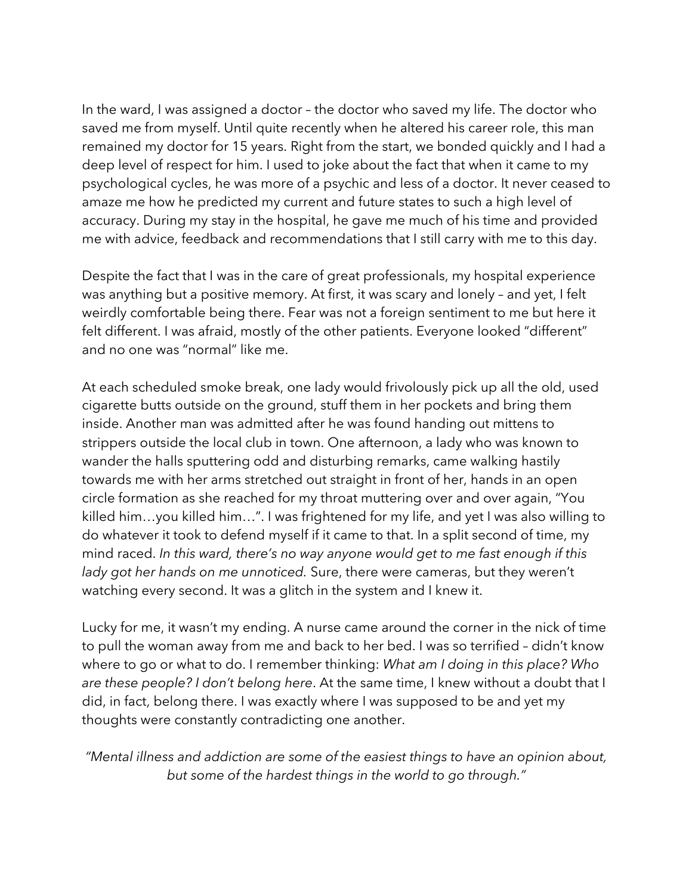In the ward, I was assigned a doctor – the doctor who saved my life. The doctor who saved me from myself. Until quite recently when he altered his career role, this man remained my doctor for 15 years. Right from the start, we bonded quickly and I had a deep level of respect for him. I used to joke about the fact that when it came to my psychological cycles, he was more of a psychic and less of a doctor. It never ceased to amaze me how he predicted my current and future states to such a high level of accuracy. During my stay in the hospital, he gave me much of his time and provided me with advice, feedback and recommendations that I still carry with me to this day.

Despite the fact that I was in the care of great professionals, my hospital experience was anything but a positive memory. At first, it was scary and lonely – and yet, I felt weirdly comfortable being there. Fear was not a foreign sentiment to me but here it felt different. I was afraid, mostly of the other patients. Everyone looked "different" and no one was "normal" like me.

At each scheduled smoke break, one lady would frivolously pick up all the old, used cigarette butts outside on the ground, stuff them in her pockets and bring them inside. Another man was admitted after he was found handing out mittens to strippers outside the local club in town. One afternoon, a lady who was known to wander the halls sputtering odd and disturbing remarks, came walking hastily towards me with her arms stretched out straight in front of her, hands in an open circle formation as she reached for my throat muttering over and over again, "You killed him…you killed him…". I was frightened for my life, and yet I was also willing to do whatever it took to defend myself if it came to that. In a split second of time, my mind raced. *In this ward, there's no way anyone would get to me fast enough if this lady got her hands on me unnoticed.* Sure, there were cameras, but they weren't watching every second. It was a glitch in the system and I knew it.

Lucky for me, it wasn't my ending. A nurse came around the corner in the nick of time to pull the woman away from me and back to her bed. I was so terrified – didn't know where to go or what to do. I remember thinking: *What am I doing in this place? Who are these people? I don't belong here*. At the same time, I knew without a doubt that I did, in fact, belong there. I was exactly where I was supposed to be and yet my thoughts were constantly contradicting one another.

*"Mental illness and addiction are some of the easiest things to have an opinion about, but some of the hardest things in the world to go through."*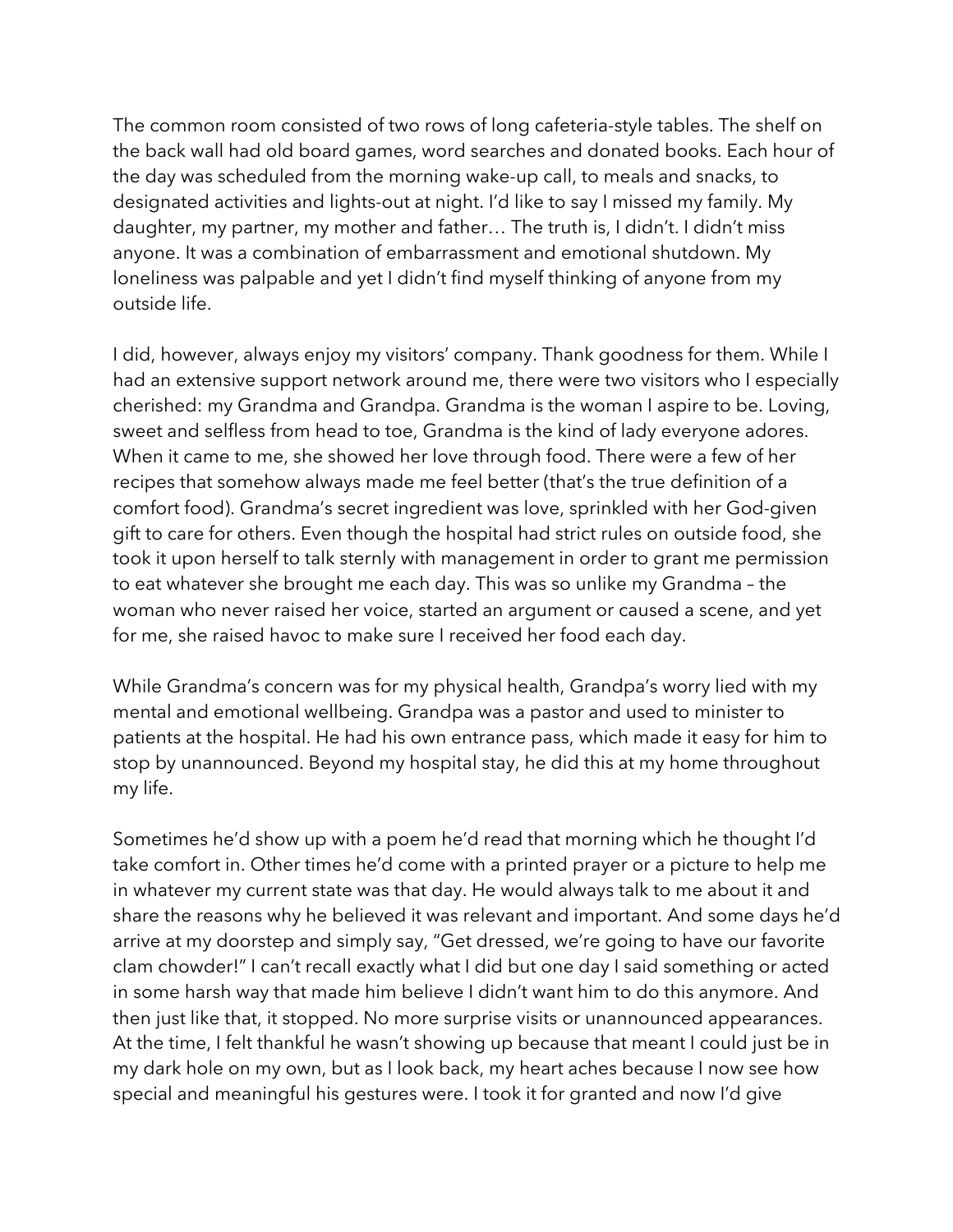The common room consisted of two rows of long cafeteria-style tables. The shelf on the back wall had old board games, word searches and donated books. Each hour of the day was scheduled from the morning wake-up call, to meals and snacks, to designated activities and lights-out at night. I'd like to say I missed my family. My daughter, my partner, my mother and father… The truth is, I didn't. I didn't miss anyone. It was a combination of embarrassment and emotional shutdown. My loneliness was palpable and yet I didn't find myself thinking of anyone from my outside life.

I did, however, always enjoy my visitors' company. Thank goodness for them. While I had an extensive support network around me, there were two visitors who I especially cherished: my Grandma and Grandpa. Grandma is the woman I aspire to be. Loving, sweet and selfless from head to toe, Grandma is the kind of lady everyone adores. When it came to me, she showed her love through food. There were a few of her recipes that somehow always made me feel better (that's the true definition of a comfort food). Grandma's secret ingredient was love, sprinkled with her God-given gift to care for others. Even though the hospital had strict rules on outside food, she took it upon herself to talk sternly with management in order to grant me permission to eat whatever she brought me each day. This was so unlike my Grandma – the woman who never raised her voice, started an argument or caused a scene, and yet for me, she raised havoc to make sure I received her food each day.

While Grandma's concern was for my physical health, Grandpa's worry lied with my mental and emotional wellbeing. Grandpa was a pastor and used to minister to patients at the hospital. He had his own entrance pass, which made it easy for him to stop by unannounced. Beyond my hospital stay, he did this at my home throughout my life.

Sometimes he'd show up with a poem he'd read that morning which he thought I'd take comfort in. Other times he'd come with a printed prayer or a picture to help me in whatever my current state was that day. He would always talk to me about it and share the reasons why he believed it was relevant and important. And some days he'd arrive at my doorstep and simply say, "Get dressed, we're going to have our favorite clam chowder!" I can't recall exactly what I did but one day I said something or acted in some harsh way that made him believe I didn't want him to do this anymore. And then just like that, it stopped. No more surprise visits or unannounced appearances. At the time, I felt thankful he wasn't showing up because that meant I could just be in my dark hole on my own, but as I look back, my heart aches because I now see how special and meaningful his gestures were. I took it for granted and now I'd give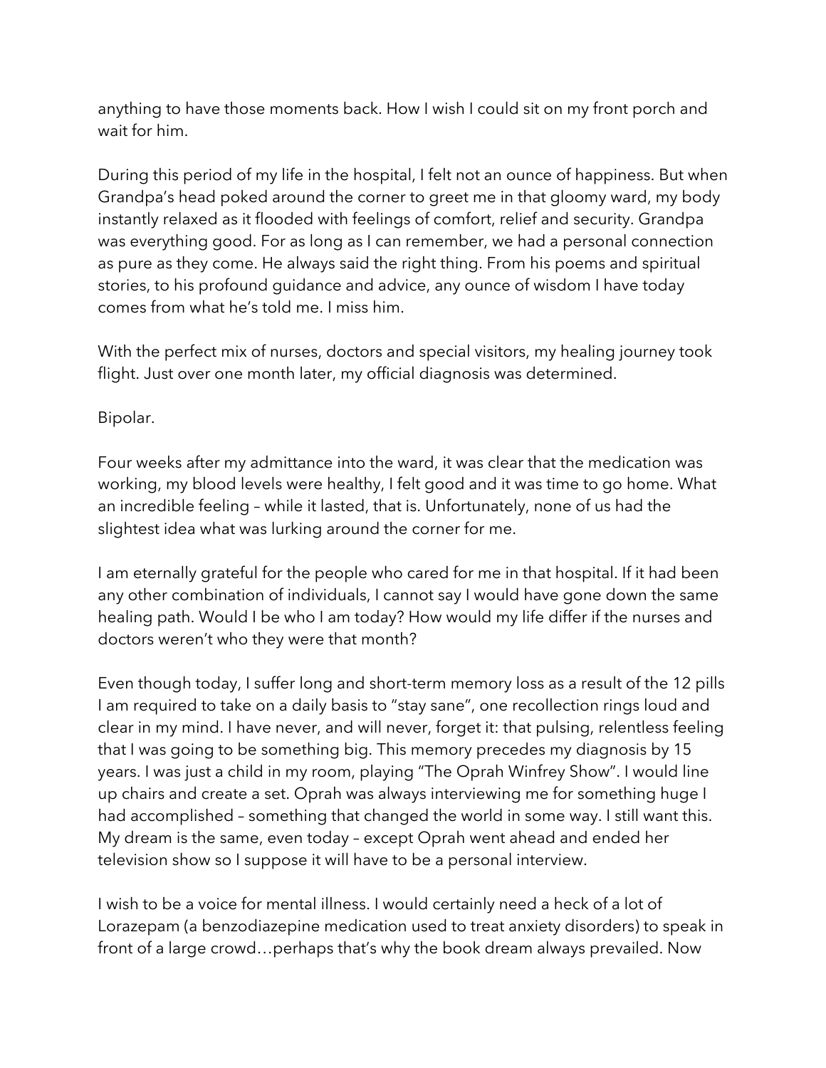anything to have those moments back. How I wish I could sit on my front porch and wait for him.

During this period of my life in the hospital, I felt not an ounce of happiness. But when Grandpa's head poked around the corner to greet me in that gloomy ward, my body instantly relaxed as it flooded with feelings of comfort, relief and security. Grandpa was everything good. For as long as I can remember, we had a personal connection as pure as they come. He always said the right thing. From his poems and spiritual stories, to his profound guidance and advice, any ounce of wisdom I have today comes from what he's told me. I miss him.

With the perfect mix of nurses, doctors and special visitors, my healing journey took flight. Just over one month later, my official diagnosis was determined.

Bipolar.

Four weeks after my admittance into the ward, it was clear that the medication was working, my blood levels were healthy, I felt good and it was time to go home. What an incredible feeling – while it lasted, that is. Unfortunately, none of us had the slightest idea what was lurking around the corner for me.

I am eternally grateful for the people who cared for me in that hospital. If it had been any other combination of individuals, I cannot say I would have gone down the same healing path. Would I be who I am today? How would my life differ if the nurses and doctors weren't who they were that month?

Even though today, I suffer long and short-term memory loss as a result of the 12 pills I am required to take on a daily basis to "stay sane", one recollection rings loud and clear in my mind. I have never, and will never, forget it: that pulsing, relentless feeling that I was going to be something big. This memory precedes my diagnosis by 15 years. I was just a child in my room, playing "The Oprah Winfrey Show". I would line up chairs and create a set. Oprah was always interviewing me for something huge I had accomplished – something that changed the world in some way. I still want this. My dream is the same, even today – except Oprah went ahead and ended her television show so I suppose it will have to be a personal interview.

I wish to be a voice for mental illness. I would certainly need a heck of a lot of Lorazepam (a benzodiazepine medication used to treat anxiety disorders) to speak in front of a large crowd…perhaps that's why the book dream always prevailed. Now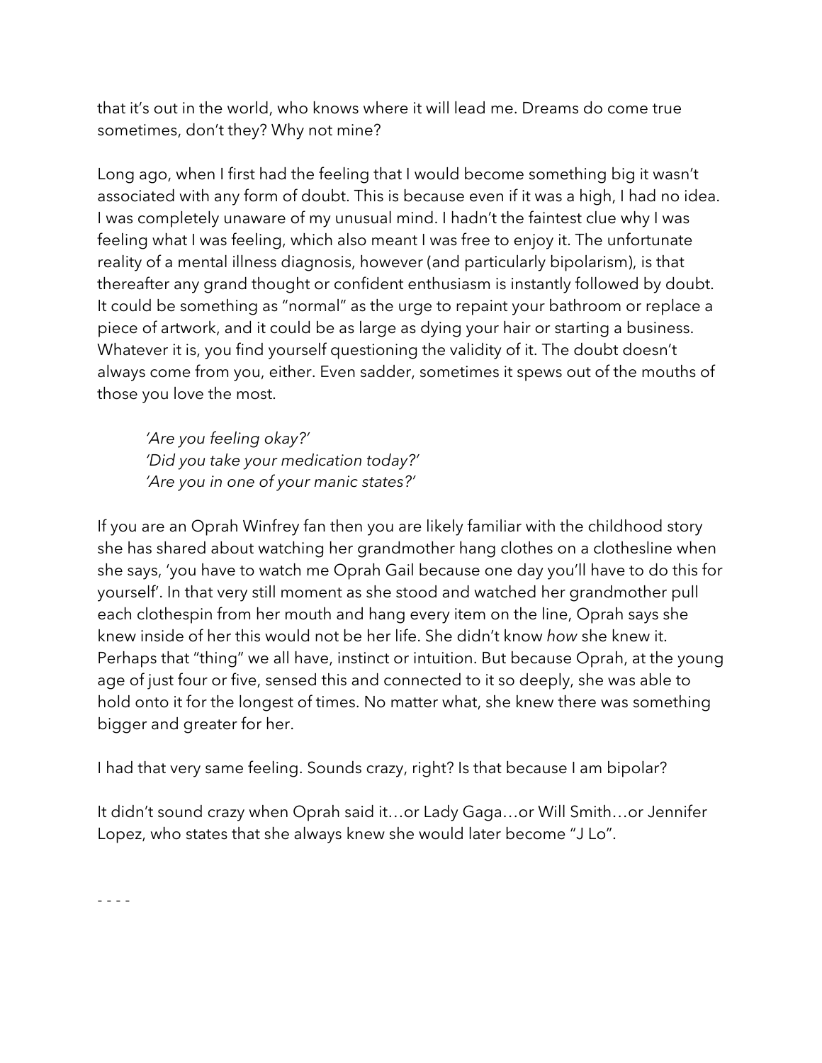that it's out in the world, who knows where it will lead me. Dreams do come true sometimes, don't they? Why not mine?

Long ago, when I first had the feeling that I would become something big it wasn't associated with any form of doubt. This is because even if it was a high, I had no idea. I was completely unaware of my unusual mind. I hadn't the faintest clue why I was feeling what I was feeling, which also meant I was free to enjoy it. The unfortunate reality of a mental illness diagnosis, however (and particularly bipolarism), is that thereafter any grand thought or confident enthusiasm is instantly followed by doubt. It could be something as "normal" as the urge to repaint your bathroom or replace a piece of artwork, and it could be as large as dying your hair or starting a business. Whatever it is, you find yourself questioning the validity of it. The doubt doesn't always come from you, either. Even sadder, sometimes it spews out of the mouths of those you love the most.

> *'Are you feeling okay?'*
> *'Did you take your medication today?'*
> *'Are you in one of your manic states?'*

If you are an Oprah Winfrey fan then you are likely familiar with the childhood story she has shared about watching her grandmother hang clothes on a clothesline when she says, 'you have to watch me Oprah Gail because one day you'll have to do this for yourself'. In that very still moment as she stood and watched her grandmother pull each clothespin from her mouth and hang every item on the line, Oprah says she knew inside of her this would not be her life. She didn't know *how* she knew it. Perhaps that "thing" we all have, instinct or intuition. But because Oprah, at the young age of just four or five, sensed this and connected to it so deeply, she was able to hold onto it for the longest of times. No matter what, she knew there was something bigger and greater for her.

I had that very same feeling. Sounds crazy, right? Is that because I am bipolar?

It didn't sound crazy when Oprah said it…or Lady Gaga…or Will Smith…or Jennifer Lopez, who states that she always knew she would later become "J Lo".

- - - -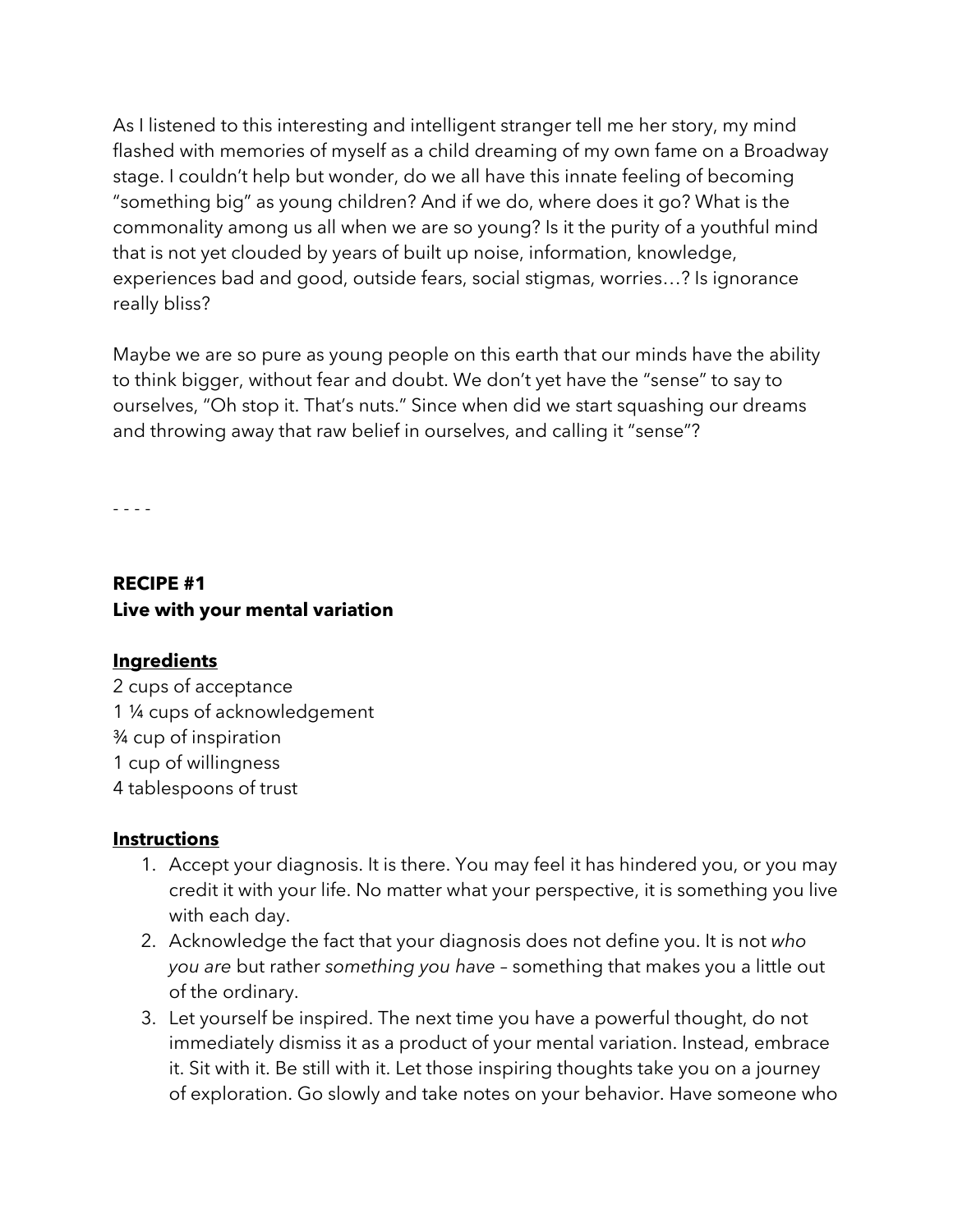As I listened to this interesting and intelligent stranger tell me her story, my mind flashed with memories of myself as a child dreaming of my own fame on a Broadway stage. I couldn't help but wonder, do we all have this innate feeling of becoming "something big" as young children? And if we do, where does it go? What is the commonality among us all when we are so young? Is it the purity of a youthful mind that is not yet clouded by years of built up noise, information, knowledge, experiences bad and good, outside fears, social stigmas, worries…? Is ignorance really bliss?

Maybe we are so pure as young people on this earth that our minds have the ability to think bigger, without fear and doubt. We don't yet have the "sense" to say to ourselves, "Oh stop it. That's nuts." Since when did we start squashing our dreams and throwing away that raw belief in ourselves, and calling it "sense"?

- - - -

**RECIPE #1**
**Live with your mental variation**

**Ingredients**

2 cups of acceptance
1 ¼ cups of acknowledgement
¾ cup of inspiration
1 cup of willingness
4 tablespoons of trust

**Instructions**

1. Accept your diagnosis. It is there. You may feel it has hindered you, or you may credit it with your life. No matter what your perspective, it is something you live with each day.
2. Acknowledge the fact that your diagnosis does not define you. It is not *who you are* but rather *something you have* – something that makes you a little out of the ordinary.
3. Let yourself be inspired. The next time you have a powerful thought, do not immediately dismiss it as a product of your mental variation. Instead, embrace it. Sit with it. Be still with it. Let those inspiring thoughts take you on a journey of exploration. Go slowly and take notes on your behavior. Have someone who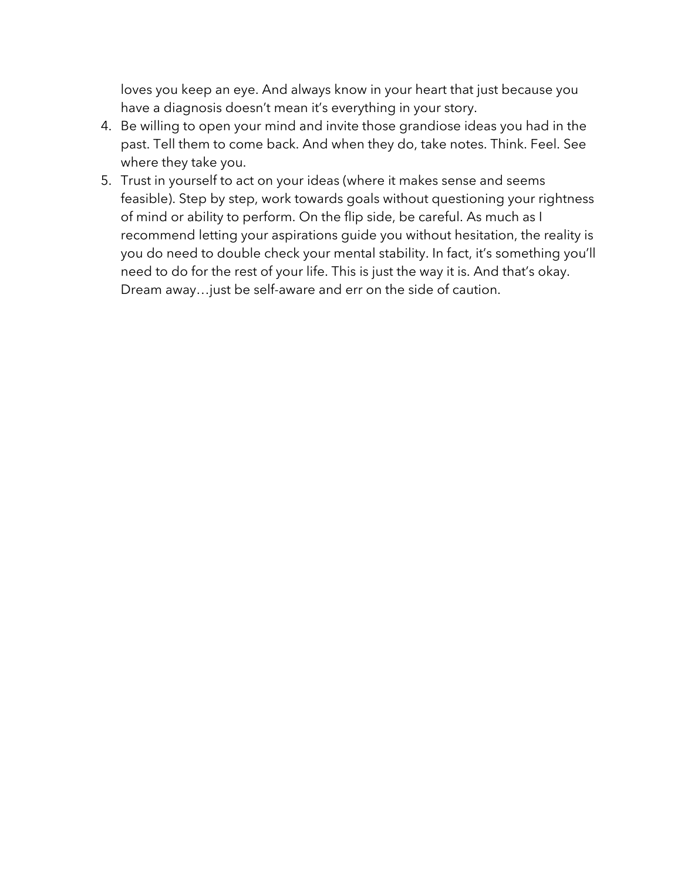loves you keep an eye. And always know in your heart that just because you have a diagnosis doesn't mean it's everything in your story.

4. Be willing to open your mind and invite those grandiose ideas you had in the past. Tell them to come back. And when they do, take notes. Think. Feel. See where they take you.
5. Trust in yourself to act on your ideas (where it makes sense and seems feasible). Step by step, work towards goals without questioning your rightness of mind or ability to perform. On the flip side, be careful. As much as I recommend letting your aspirations guide you without hesitation, the reality is you do need to double check your mental stability. In fact, it's something you'll need to do for the rest of your life. This is just the way it is. And that's okay. Dream away…just be self-aware and err on the side of caution.